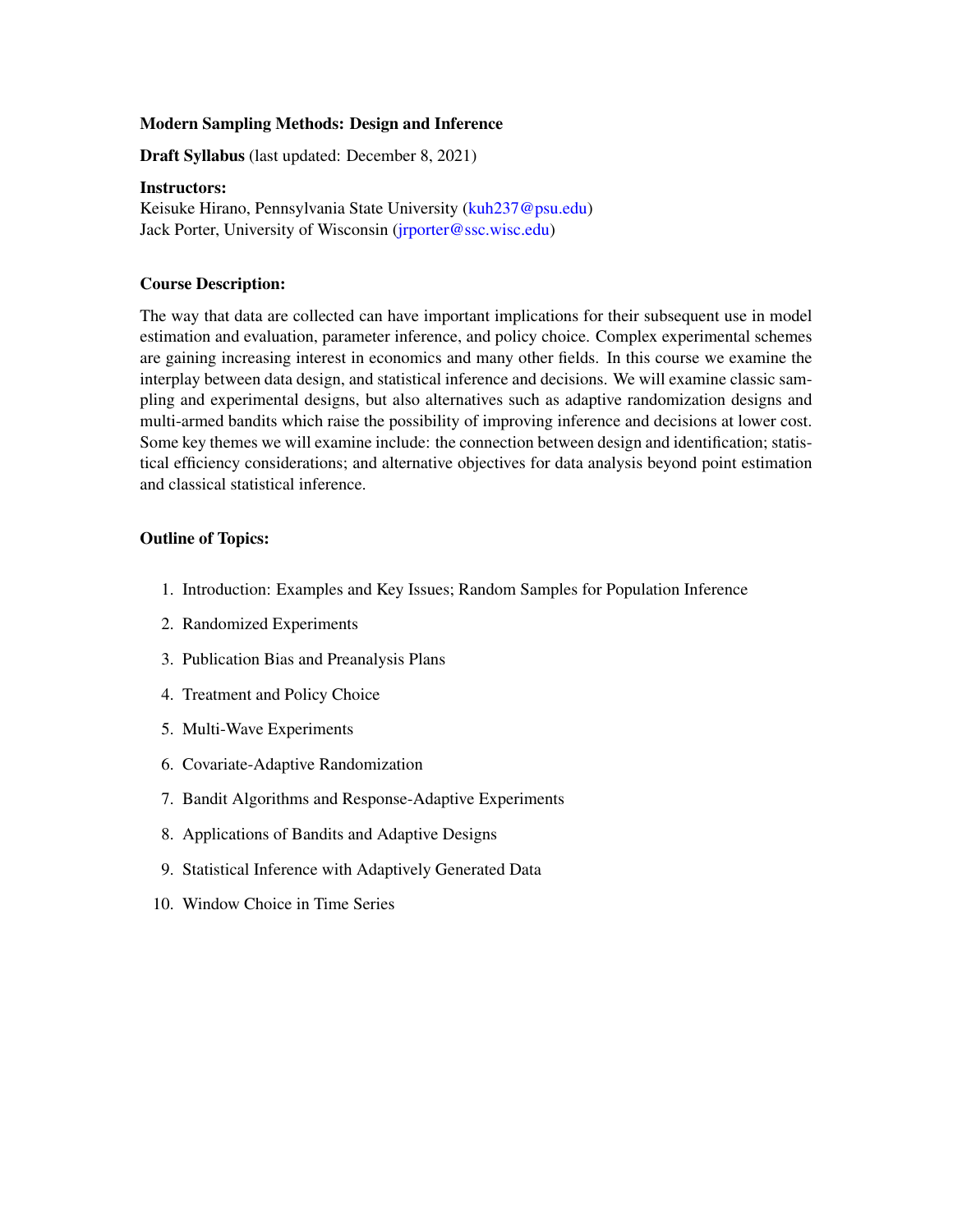**Modern Sampling Methods: Design and Inference**

**Draft Syllabus** (last updated: December 8, 2021)

**Instructors:**
Keisuke Hirano, Pennsylvania State University (kuh237@psu.edu)
Jack Porter, University of Wisconsin (jrporter@ssc.wisc.edu)

**Course Description:**

The way that data are collected can have important implications for their subsequent use in model estimation and evaluation, parameter inference, and policy choice. Complex experimental schemes are gaining increasing interest in economics and many other fields. In this course we examine the interplay between data design, and statistical inference and decisions. We will examine classic sampling and experimental designs, but also alternatives such as adaptive randomization designs and multi-armed bandits which raise the possibility of improving inference and decisions at lower cost. Some key themes we will examine include: the connection between design and identification; statistical efficiency considerations; and alternative objectives for data analysis beyond point estimation and classical statistical inference.

**Outline of Topics:**

1. Introduction: Examples and Key Issues; Random Samples for Population Inference
2. Randomized Experiments
3. Publication Bias and Preanalysis Plans
4. Treatment and Policy Choice
5. Multi-Wave Experiments
6. Covariate-Adaptive Randomization
7. Bandit Algorithms and Response-Adaptive Experiments
8. Applications of Bandits and Adaptive Designs
9. Statistical Inference with Adaptively Generated Data
10. Window Choice in Time Series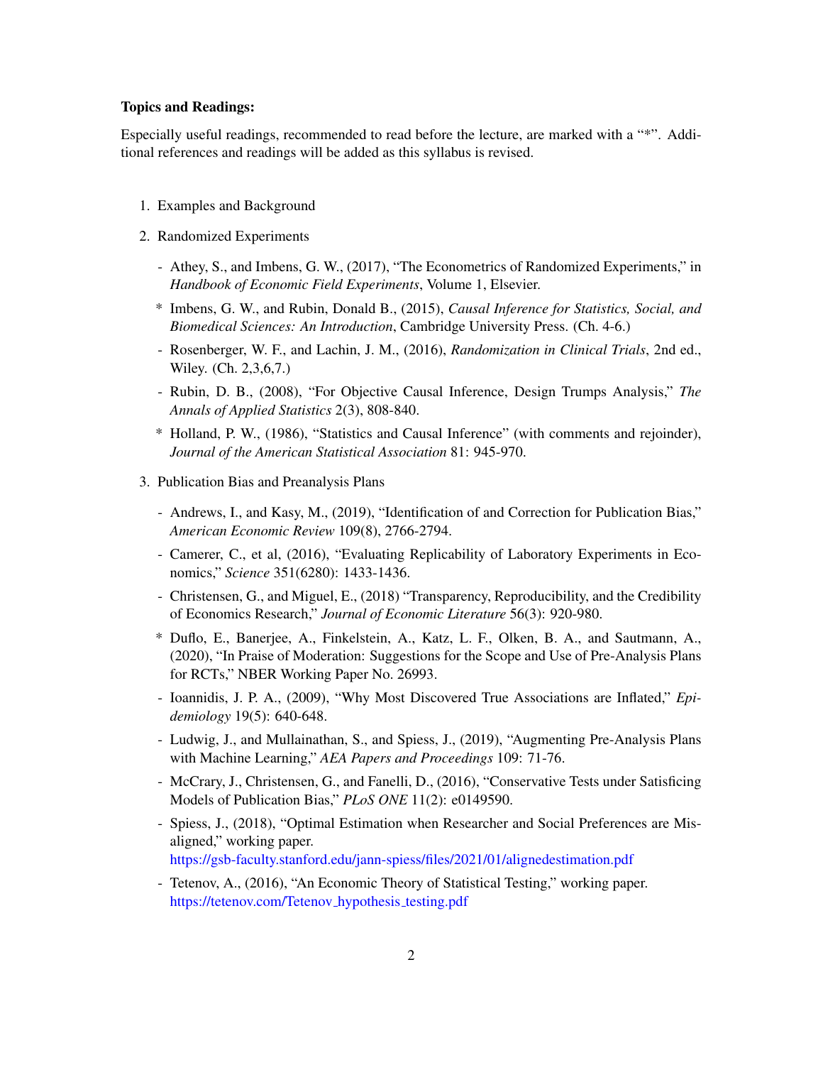**Topics and Readings:**

Especially useful readings, recommended to read before the lecture, are marked with a "*". Additional references and readings will be added as this syllabus is revised.

1. Examples and Background
2. Randomized Experiments
   - Athey, S., and Imbens, G. W., (2017), "The Econometrics of Randomized Experiments," in *Handbook of Economic Field Experiments*, Volume 1, Elsevier.
   * Imbens, G. W., and Rubin, Donald B., (2015), *Causal Inference for Statistics, Social, and Biomedical Sciences: An Introduction*, Cambridge University Press. (Ch. 4-6.)
   - Rosenberger, W. F., and Lachin, J. M., (2016), *Randomization in Clinical Trials*, 2nd ed., Wiley. (Ch. 2,3,6,7.)
   - Rubin, D. B., (2008), "For Objective Causal Inference, Design Trumps Analysis," *The Annals of Applied Statistics* 2(3), 808-840.
   * Holland, P. W., (1986), "Statistics and Causal Inference" (with comments and rejoinder), *Journal of the American Statistical Association* 81: 945-970.
3. Publication Bias and Preanalysis Plans
   - Andrews, I., and Kasy, M., (2019), "Identification of and Correction for Publication Bias," *American Economic Review* 109(8), 2766-2794.
   - Camerer, C., et al, (2016), "Evaluating Replicability of Laboratory Experiments in Economics," *Science* 351(6280): 1433-1436.
   - Christensen, G., and Miguel, E., (2018) "Transparency, Reproducibility, and the Credibility of Economics Research," *Journal of Economic Literature* 56(3): 920-980.
   * Duflo, E., Banerjee, A., Finkelstein, A., Katz, L. F., Olken, B. A., and Sautmann, A., (2020), "In Praise of Moderation: Suggestions for the Scope and Use of Pre-Analysis Plans for RCTs," NBER Working Paper No. 26993.
   - Ioannidis, J. P. A., (2009), "Why Most Discovered True Associations are Inflated," *Epidemiology* 19(5): 640-648.
   - Ludwig, J., and Mullainathan, S., and Spiess, J., (2019), "Augmenting Pre-Analysis Plans with Machine Learning," *AEA Papers and Proceedings* 109: 71-76.
   - McCrary, J., Christensen, G., and Fanelli, D., (2016), "Conservative Tests under Satisficing Models of Publication Bias," *PLoS ONE* 11(2): e0149590.
   - Spiess, J., (2018), "Optimal Estimation when Researcher and Social Preferences are Misaligned," working paper. https://gsb-faculty.stanford.edu/jann-spiess/files/2021/01/alignedestimation.pdf
   - Tetenov, A., (2016), "An Economic Theory of Statistical Testing," working paper. https://tetenov.com/Tetenov_hypothesis_testing.pdf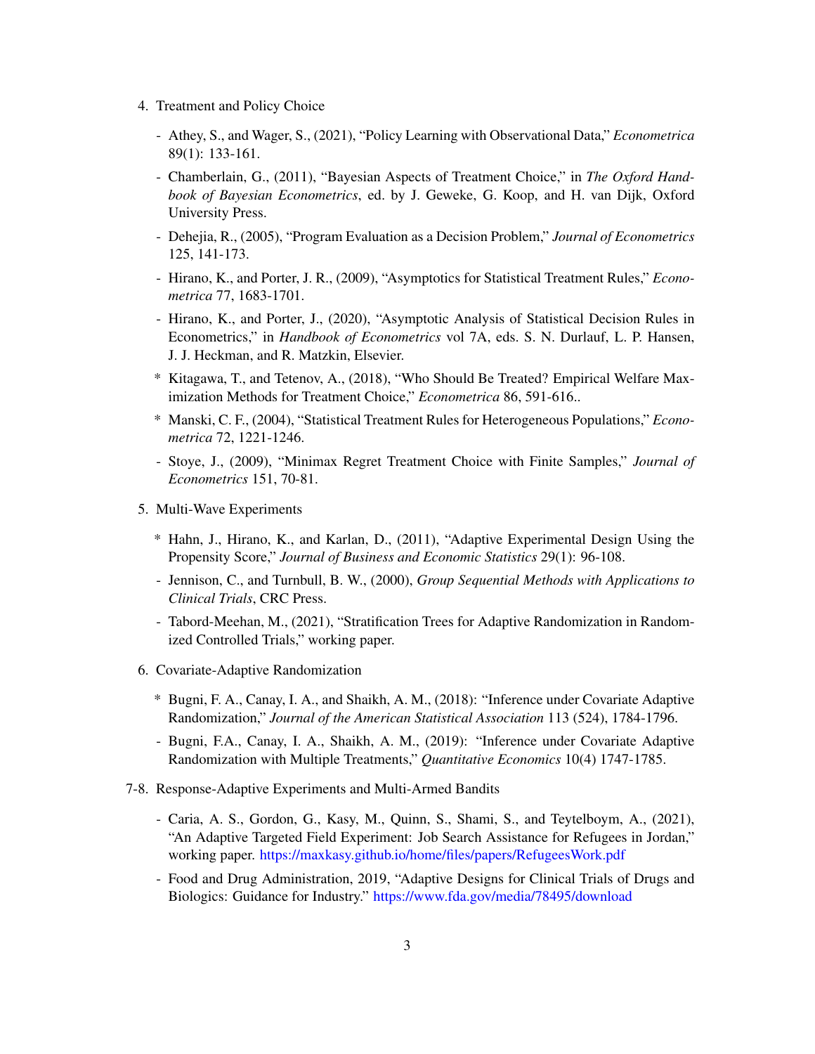4. Treatment and Policy Choice

   - Athey, S., and Wager, S., (2021), "Policy Learning with Observational Data," *Econometrica* 89(1): 133-161.
   - Chamberlain, G., (2011), "Bayesian Aspects of Treatment Choice," in *The Oxford Handbook of Bayesian Econometrics*, ed. by J. Geweke, G. Koop, and H. van Dijk, Oxford University Press.
   - Dehejia, R., (2005), "Program Evaluation as a Decision Problem," *Journal of Econometrics* 125, 141-173.
   - Hirano, K., and Porter, J. R., (2009), "Asymptotics for Statistical Treatment Rules," *Econometrica* 77, 1683-1701.
   - Hirano, K., and Porter, J., (2020), "Asymptotic Analysis of Statistical Decision Rules in Econometrics," in *Handbook of Econometrics* vol 7A, eds. S. N. Durlauf, L. P. Hansen, J. J. Heckman, and R. Matzkin, Elsevier.
   * Kitagawa, T., and Tetenov, A., (2018), "Who Should Be Treated? Empirical Welfare Maximization Methods for Treatment Choice," *Econometrica* 86, 591-616..
   * Manski, C. F., (2004), "Statistical Treatment Rules for Heterogeneous Populations," *Econometrica* 72, 1221-1246.
   - Stoye, J., (2009), "Minimax Regret Treatment Choice with Finite Samples," *Journal of Econometrics* 151, 70-81.

5. Multi-Wave Experiments

   * Hahn, J., Hirano, K., and Karlan, D., (2011), "Adaptive Experimental Design Using the Propensity Score," *Journal of Business and Economic Statistics* 29(1): 96-108.
   - Jennison, C., and Turnbull, B. W., (2000), *Group Sequential Methods with Applications to Clinical Trials*, CRC Press.
   - Tabord-Meehan, M., (2021), "Stratification Trees for Adaptive Randomization in Randomized Controlled Trials," working paper.

6. Covariate-Adaptive Randomization

   * Bugni, F. A., Canay, I. A., and Shaikh, A. M., (2018): "Inference under Covariate Adaptive Randomization," *Journal of the American Statistical Association* 113 (524), 1784-1796.
   - Bugni, F.A., Canay, I. A., Shaikh, A. M., (2019): "Inference under Covariate Adaptive Randomization with Multiple Treatments," *Quantitative Economics* 10(4) 1747-1785.

7-8. Response-Adaptive Experiments and Multi-Armed Bandits

   - Caria, A. S., Gordon, G., Kasy, M., Quinn, S., Shami, S., and Teytelboym, A., (2021), "An Adaptive Targeted Field Experiment: Job Search Assistance for Refugees in Jordan," working paper. https://maxkasy.github.io/home/files/papers/RefugeesWork.pdf
   - Food and Drug Administration, 2019, "Adaptive Designs for Clinical Trials of Drugs and Biologics: Guidance for Industry." https://www.fda.gov/media/78495/download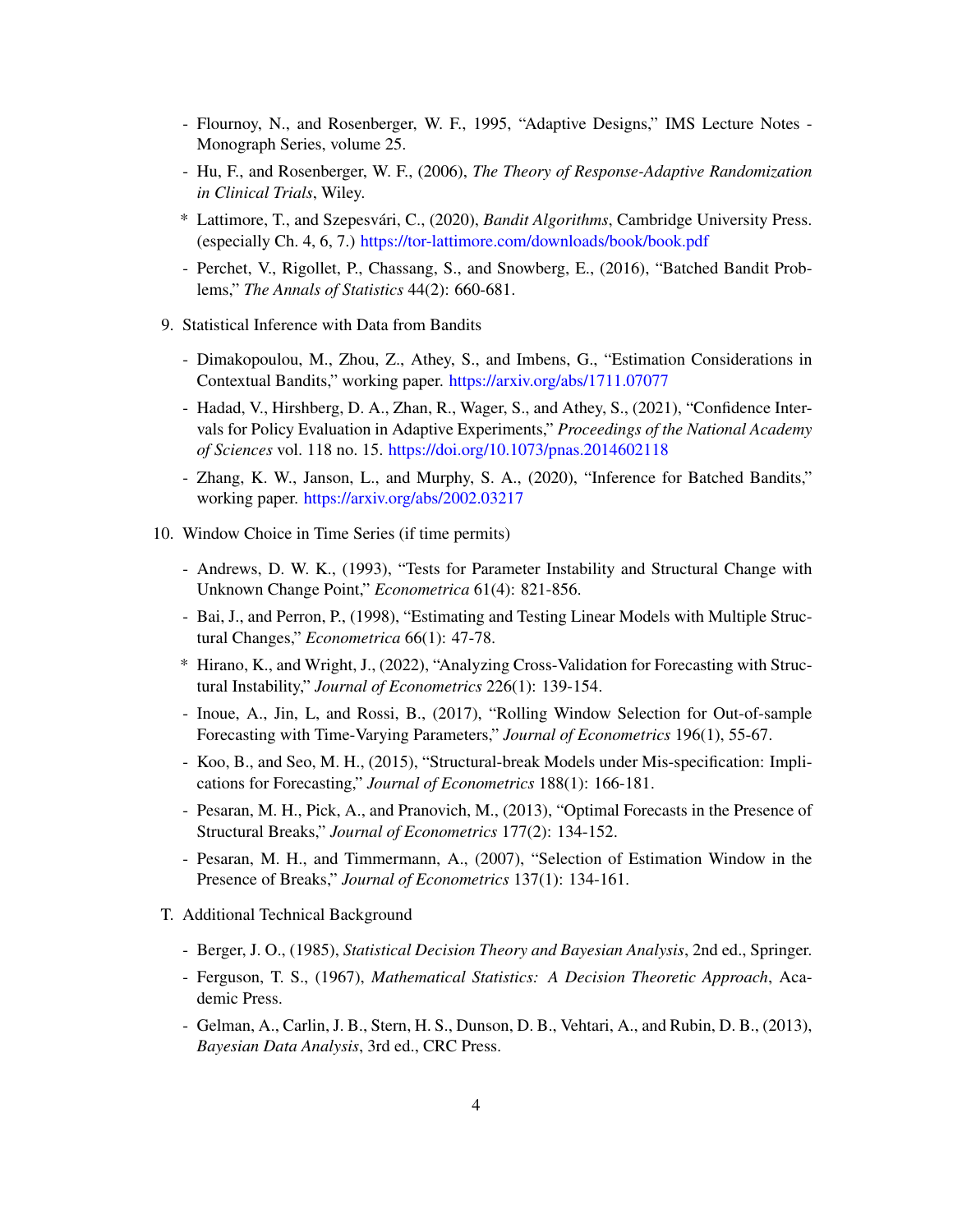- Flournoy, N., and Rosenberger, W. F., 1995, "Adaptive Designs," IMS Lecture Notes - Monograph Series, volume 25.
- Hu, F., and Rosenberger, W. F., (2006), *The Theory of Response-Adaptive Randomization in Clinical Trials*, Wiley.

\* Lattimore, T., and Szepesvári, C., (2020), *Bandit Algorithms*, Cambridge University Press. (especially Ch. 4, 6, 7.) https://tor-lattimore.com/downloads/book/book.pdf

- Perchet, V., Rigollet, P., Chassang, S., and Snowberg, E., (2016), "Batched Bandit Problems," *The Annals of Statistics* 44(2): 660-681.

9. Statistical Inference with Data from Bandits

   - Dimakopoulou, M., Zhou, Z., Athey, S., and Imbens, G., "Estimation Considerations in Contextual Bandits," working paper. https://arxiv.org/abs/1711.07077
   - Hadad, V., Hirshberg, D. A., Zhan, R., Wager, S., and Athey, S., (2021), "Confidence Intervals for Policy Evaluation in Adaptive Experiments," *Proceedings of the National Academy of Sciences* vol. 118 no. 15. https://doi.org/10.1073/pnas.2014602118
   - Zhang, K. W., Janson, L., and Murphy, S. A., (2020), "Inference for Batched Bandits," working paper. https://arxiv.org/abs/2002.03217

10. Window Choice in Time Series (if time permits)

    - Andrews, D. W. K., (1993), "Tests for Parameter Instability and Structural Change with Unknown Change Point," *Econometrica* 61(4): 821-856.
    - Bai, J., and Perron, P., (1998), "Estimating and Testing Linear Models with Multiple Structural Changes," *Econometrica* 66(1): 47-78.

    \* Hirano, K., and Wright, J., (2022), "Analyzing Cross-Validation for Forecasting with Structural Instability," *Journal of Econometrics* 226(1): 139-154.

    - Inoue, A., Jin, L, and Rossi, B., (2017), "Rolling Window Selection for Out-of-sample Forecasting with Time-Varying Parameters," *Journal of Econometrics* 196(1), 55-67.
    - Koo, B., and Seo, M. H., (2015), "Structural-break Models under Mis-specification: Implications for Forecasting," *Journal of Econometrics* 188(1): 166-181.
    - Pesaran, M. H., Pick, A., and Pranovich, M., (2013), "Optimal Forecasts in the Presence of Structural Breaks," *Journal of Econometrics* 177(2): 134-152.
    - Pesaran, M. H., and Timmermann, A., (2007), "Selection of Estimation Window in the Presence of Breaks," *Journal of Econometrics* 137(1): 134-161.

T. Additional Technical Background

   - Berger, J. O., (1985), *Statistical Decision Theory and Bayesian Analysis*, 2nd ed., Springer.
   - Ferguson, T. S., (1967), *Mathematical Statistics: A Decision Theoretic Approach*, Academic Press.
   - Gelman, A., Carlin, J. B., Stern, H. S., Dunson, D. B., Vehtari, A., and Rubin, D. B., (2013), *Bayesian Data Analysis*, 3rd ed., CRC Press.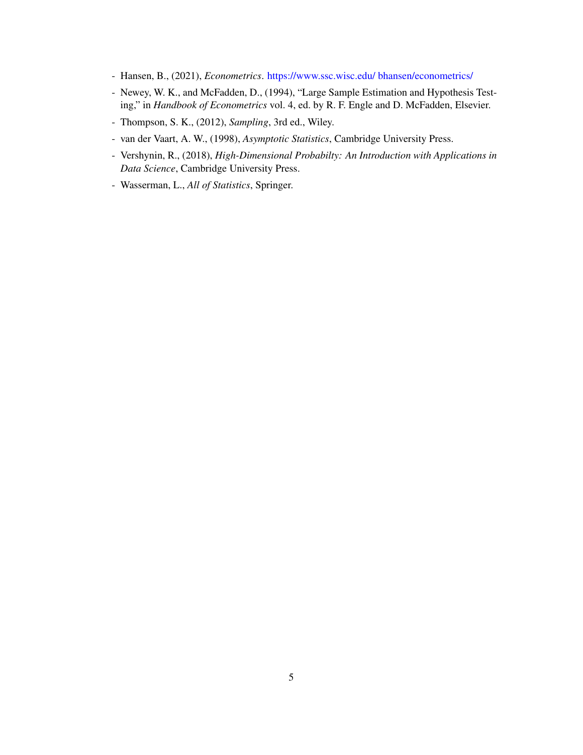- Hansen, B., (2021), *Econometrics*. https://www.ssc.wisc.edu/ bhansen/econometrics/
- Newey, W. K., and McFadden, D., (1994), "Large Sample Estimation and Hypothesis Testing," in *Handbook of Econometrics* vol. 4, ed. by R. F. Engle and D. McFadden, Elsevier.
- Thompson, S. K., (2012), *Sampling*, 3rd ed., Wiley.
- van der Vaart, A. W., (1998), *Asymptotic Statistics*, Cambridge University Press.
- Vershynin, R., (2018), *High-Dimensional Probabilty: An Introduction with Applications in Data Science*, Cambridge University Press.
- Wasserman, L., *All of Statistics*, Springer.